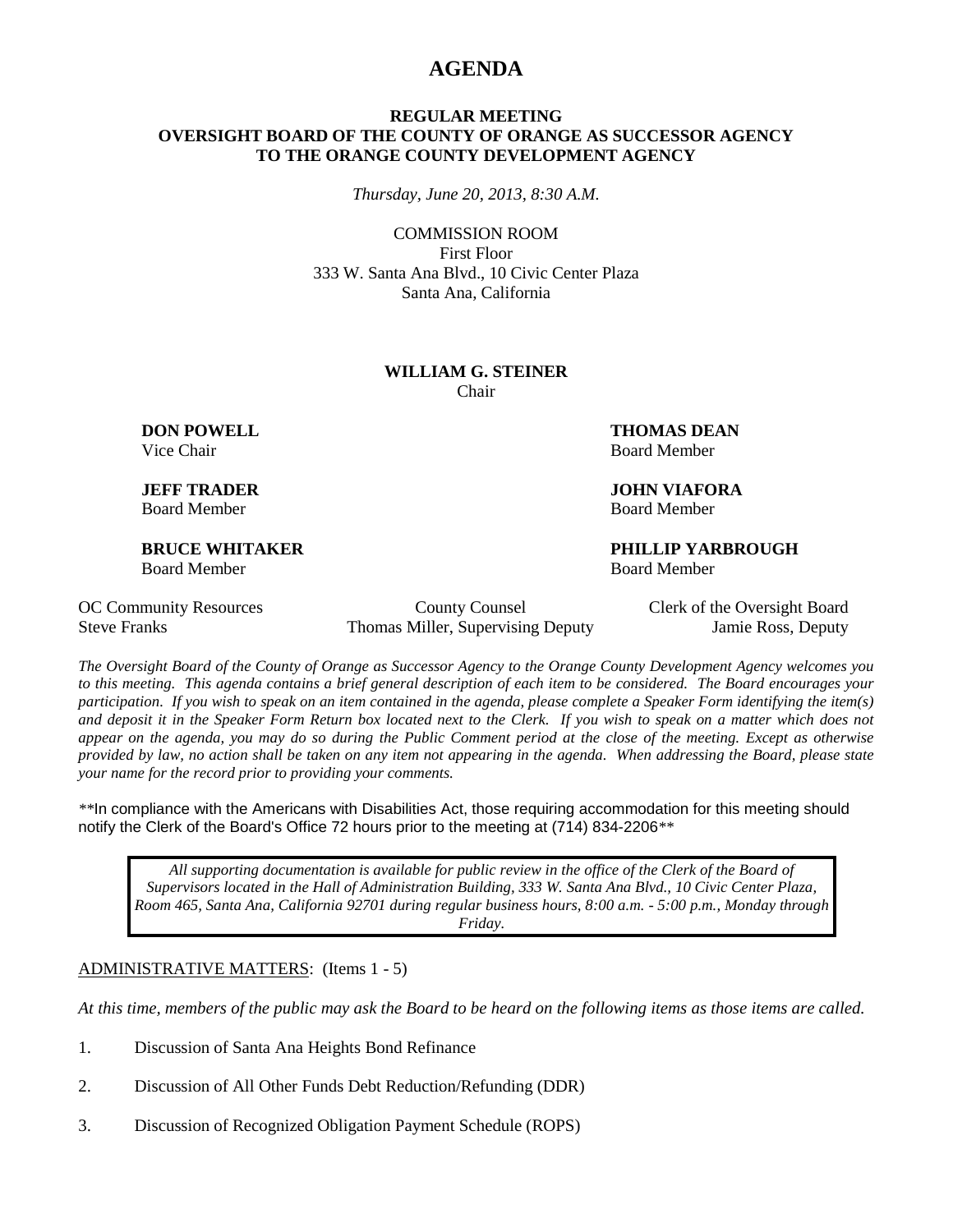# AGENDA

**REGULAR MEETING**
**OVERSIGHT BOARD OF THE COUNTY OF ORANGE AS SUCCESSOR AGENCY TO THE ORANGE COUNTY DEVELOPMENT AGENCY**

*Thursday, June 20, 2013, 8:30 A.M.*

COMMISSION ROOM
First Floor
333 W. Santa Ana Blvd., 10 Civic Center Plaza
Santa Ana, California

**WILLIAM G. STEINER**
Chair

**DON POWELL**
Vice Chair

**THOMAS DEAN**
Board Member

**JEFF TRADER**
Board Member

**JOHN VIAFORA**
Board Member

**BRUCE WHITAKER**
Board Member

**PHILLIP YARBROUGH**
Board Member

OC Community Resources
Steve Franks

County Counsel
Thomas Miller, Supervising Deputy

Clerk of the Oversight Board
Jamie Ross, Deputy

*The Oversight Board of the County of Orange as Successor Agency to the Orange County Development Agency welcomes you to this meeting. This agenda contains a brief general description of each item to be considered. The Board encourages your participation. If you wish to speak on an item contained in the agenda, please complete a Speaker Form identifying the item(s) and deposit it in the Speaker Form Return box located next to the Clerk. If you wish to speak on a matter which does not appear on the agenda, you may do so during the Public Comment period at the close of the meeting. Except as otherwise provided by law, no action shall be taken on any item not appearing in the agenda. When addressing the Board, please state your name for the record prior to providing your comments.*

**In compliance with the Americans with Disabilities Act, those requiring accommodation for this meeting should notify the Clerk of the Board's Office 72 hours prior to the meeting at (714) 834-2206**

*All supporting documentation is available for public review in the office of the Clerk of the Board of Supervisors located in the Hall of Administration Building, 333 W. Santa Ana Blvd., 10 Civic Center Plaza, Room 465, Santa Ana, California 92701 during regular business hours, 8:00 a.m. - 5:00 p.m., Monday through Friday.*

ADMINISTRATIVE MATTERS: (Items 1 - 5)

*At this time, members of the public may ask the Board to be heard on the following items as those items are called.*

1. Discussion of Santa Ana Heights Bond Refinance
2. Discussion of All Other Funds Debt Reduction/Refunding (DDR)
3. Discussion of Recognized Obligation Payment Schedule (ROPS)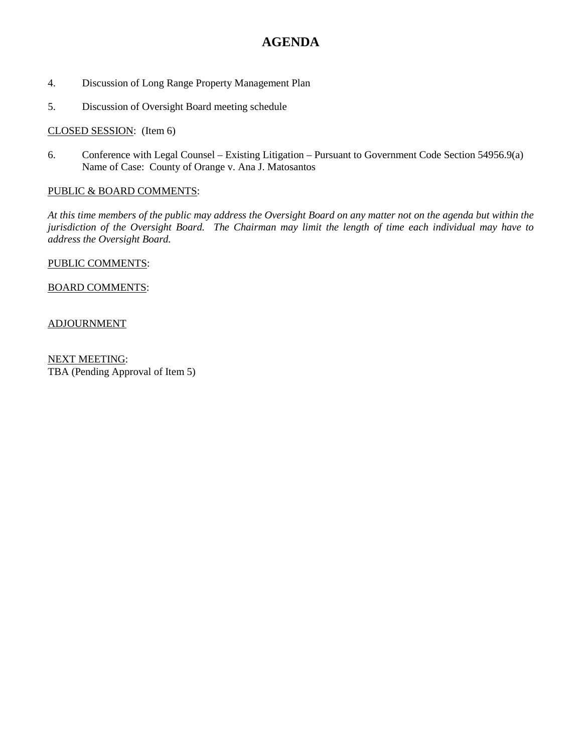# AGENDA

4. Discussion of Long Range Property Management Plan

5. Discussion of Oversight Board meeting schedule

<u>CLOSED SESSION</u>: (Item 6)

6. Conference with Legal Counsel – Existing Litigation – Pursuant to Government Code Section 54956.9(a)
   Name of Case: County of Orange v. Ana J. Matosantos

<u>PUBLIC & BOARD COMMENTS</u>:

*At this time members of the public may address the Oversight Board on any matter not on the agenda but within the jurisdiction of the Oversight Board. The Chairman may limit the length of time each individual may have to address the Oversight Board.*

<u>PUBLIC COMMENTS</u>:

<u>BOARD COMMENTS</u>:

<u>ADJOURNMENT</u>

<u>NEXT MEETING</u>:
TBA (Pending Approval of Item 5)